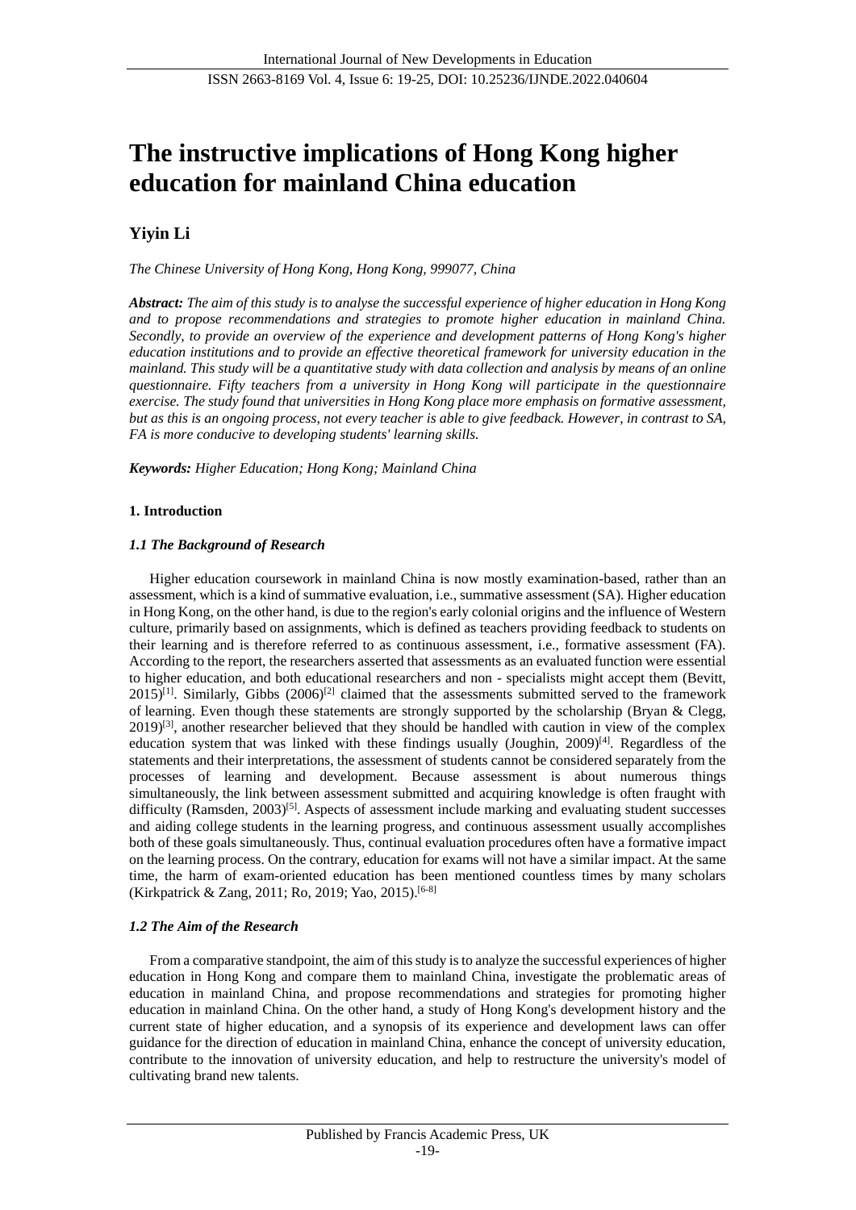# The instructive implications of Hong Kong higher education for mainland China education

**Yiyin Li**

*The Chinese University of Hong Kong, Hong Kong, 999077, China*

***Abstract:*** *The aim of this study is to analyse the successful experience of higher education in Hong Kong and to propose recommendations and strategies to promote higher education in mainland China. Secondly, to provide an overview of the experience and development patterns of Hong Kong's higher education institutions and to provide an effective theoretical framework for university education in the mainland. This study will be a quantitative study with data collection and analysis by means of an online questionnaire. Fifty teachers from a university in Hong Kong will participate in the questionnaire exercise. The study found that universities in Hong Kong place more emphasis on formative assessment, but as this is an ongoing process, not every teacher is able to give feedback. However, in contrast to SA, FA is more conducive to developing students' learning skills.*

***Keywords:*** *Higher Education; Hong Kong; Mainland China*

## 1. Introduction

### *1.1 The Background of Research*

Higher education coursework in mainland China is now mostly examination-based, rather than an assessment, which is a kind of summative evaluation, i.e., summative assessment (SA). Higher education in Hong Kong, on the other hand, is due to the region's early colonial origins and the influence of Western culture, primarily based on assignments, which is defined as teachers providing feedback to students on their learning and is therefore referred to as continuous assessment, i.e., formative assessment (FA). According to the report, the researchers asserted that assessments as an evaluated function were essential to higher education, and both educational researchers and non - specialists might accept them (Bevitt, 2015)[1]. Similarly, Gibbs (2006)[2] claimed that the assessments submitted served to the framework of learning. Even though these statements are strongly supported by the scholarship (Bryan & Clegg, 2019)[3], another researcher believed that they should be handled with caution in view of the complex education system that was linked with these findings usually (Joughin, 2009)[4]. Regardless of the statements and their interpretations, the assessment of students cannot be considered separately from the processes of learning and development. Because assessment is about numerous things simultaneously, the link between assessment submitted and acquiring knowledge is often fraught with difficulty (Ramsden, 2003)[5]. Aspects of assessment include marking and evaluating student successes and aiding college students in the learning progress, and continuous assessment usually accomplishes both of these goals simultaneously. Thus, continual evaluation procedures often have a formative impact on the learning process. On the contrary, education for exams will not have a similar impact. At the same time, the harm of exam-oriented education has been mentioned countless times by many scholars (Kirkpatrick & Zang, 2011; Ro, 2019; Yao, 2015).[6-8]

### *1.2 The Aim of the Research*

From a comparative standpoint, the aim of this study is to analyze the successful experiences of higher education in Hong Kong and compare them to mainland China, investigate the problematic areas of education in mainland China, and propose recommendations and strategies for promoting higher education in mainland China. On the other hand, a study of Hong Kong's development history and the current state of higher education, and a synopsis of its experience and development laws can offer guidance for the direction of education in mainland China, enhance the concept of university education, contribute to the innovation of university education, and help to restructure the university's model of cultivating brand new talents.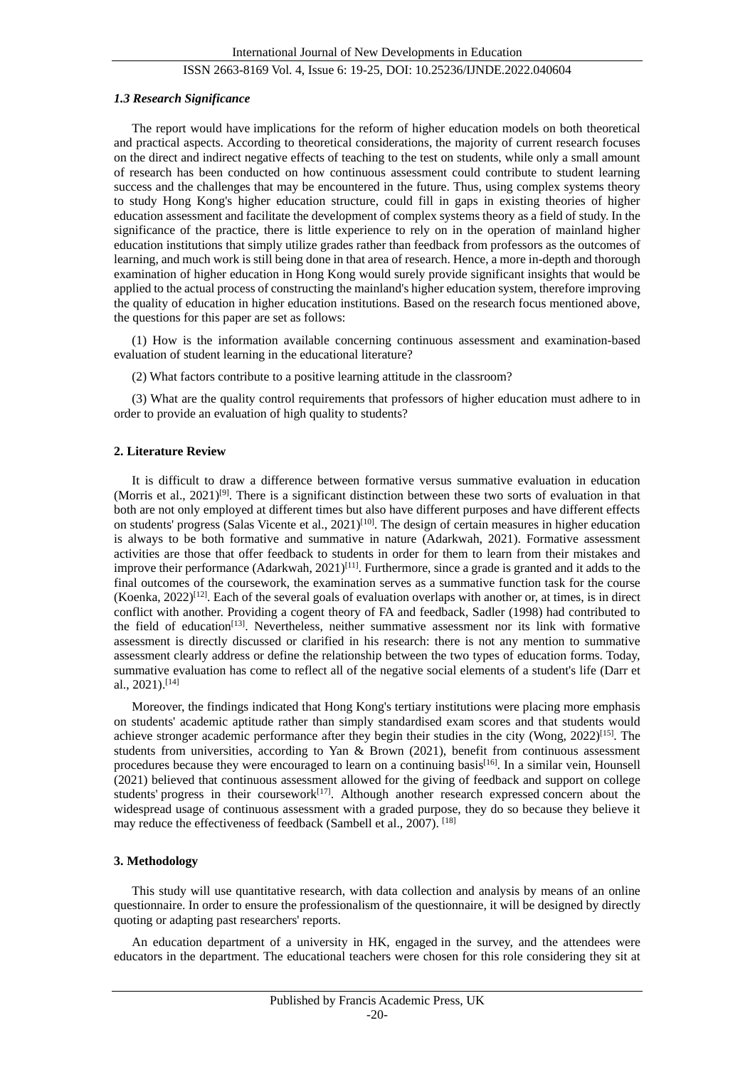### *1.3 Research Significance*

The report would have implications for the reform of higher education models on both theoretical and practical aspects. According to theoretical considerations, the majority of current research focuses on the direct and indirect negative effects of teaching to the test on students, while only a small amount of research has been conducted on how continuous assessment could contribute to student learning success and the challenges that may be encountered in the future. Thus, using complex systems theory to study Hong Kong's higher education structure, could fill in gaps in existing theories of higher education assessment and facilitate the development of complex systems theory as a field of study. In the significance of the practice, there is little experience to rely on in the operation of mainland higher education institutions that simply utilize grades rather than feedback from professors as the outcomes of learning, and much work is still being done in that area of research. Hence, a more in-depth and thorough examination of higher education in Hong Kong would surely provide significant insights that would be applied to the actual process of constructing the mainland's higher education system, therefore improving the quality of education in higher education institutions. Based on the research focus mentioned above, the questions for this paper are set as follows:

(1) How is the information available concerning continuous assessment and examination-based evaluation of student learning in the educational literature?

(2) What factors contribute to a positive learning attitude in the classroom?

(3) What are the quality control requirements that professors of higher education must adhere to in order to provide an evaluation of high quality to students?

## **2. Literature Review**

It is difficult to draw a difference between formative versus summative evaluation in education (Morris et al., 2021)[9]. There is a significant distinction between these two sorts of evaluation in that both are not only employed at different times but also have different purposes and have different effects on students' progress (Salas Vicente et al., 2021)[10]. The design of certain measures in higher education is always to be both formative and summative in nature (Adarkwah, 2021). Formative assessment activities are those that offer feedback to students in order for them to learn from their mistakes and improve their performance (Adarkwah, 2021)[11]. Furthermore, since a grade is granted and it adds to the final outcomes of the coursework, the examination serves as a summative function task for the course (Koenka, 2022)[12]. Each of the several goals of evaluation overlaps with another or, at times, is in direct conflict with another. Providing a cogent theory of FA and feedback, Sadler (1998) had contributed to the field of education[13]. Nevertheless, neither summative assessment nor its link with formative assessment is directly discussed or clarified in his research: there is not any mention to summative assessment clearly address or define the relationship between the two types of education forms. Today, summative evaluation has come to reflect all of the negative social elements of a student's life (Darr et al., 2021).[14]

Moreover, the findings indicated that Hong Kong's tertiary institutions were placing more emphasis on students' academic aptitude rather than simply standardised exam scores and that students would achieve stronger academic performance after they begin their studies in the city (Wong, 2022)[15]. The students from universities, according to Yan & Brown (2021), benefit from continuous assessment procedures because they were encouraged to learn on a continuing basis[16]. In a similar vein, Hounsell (2021) believed that continuous assessment allowed for the giving of feedback and support on college students' progress in their coursework[17]. Although another research expressed concern about the widespread usage of continuous assessment with a graded purpose, they do so because they believe it may reduce the effectiveness of feedback (Sambell et al., 2007). [18]

## **3. Methodology**

This study will use quantitative research, with data collection and analysis by means of an online questionnaire. In order to ensure the professionalism of the questionnaire, it will be designed by directly quoting or adapting past researchers' reports.

An education department of a university in HK, engaged in the survey, and the attendees were educators in the department. The educational teachers were chosen for this role considering they sit at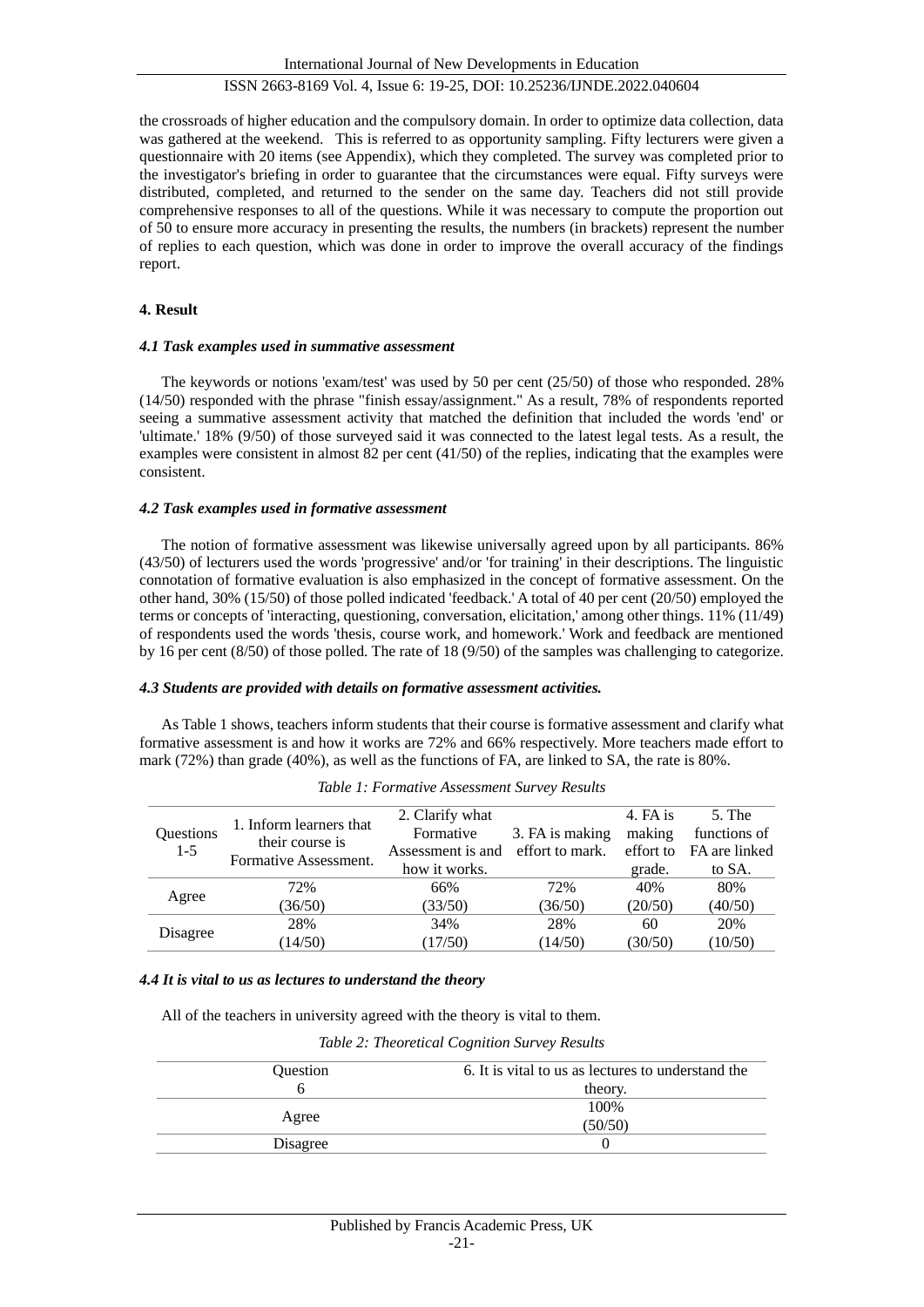the crossroads of higher education and the compulsory domain. In order to optimize data collection, data was gathered at the weekend. This is referred to as opportunity sampling. Fifty lecturers were given a questionnaire with 20 items (see Appendix), which they completed. The survey was completed prior to the investigator's briefing in order to guarantee that the circumstances were equal. Fifty surveys were distributed, completed, and returned to the sender on the same day. Teachers did not still provide comprehensive responses to all of the questions. While it was necessary to compute the proportion out of 50 to ensure more accuracy in presenting the results, the numbers (in brackets) represent the number of replies to each question, which was done in order to improve the overall accuracy of the findings report.

## 4. Result

### *4.1 Task examples used in summative assessment*

The keywords or notions 'exam/test' was used by 50 per cent (25/50) of those who responded. 28% (14/50) responded with the phrase "finish essay/assignment." As a result, 78% of respondents reported seeing a summative assessment activity that matched the definition that included the words 'end' or 'ultimate.' 18% (9/50) of those surveyed said it was connected to the latest legal tests. As a result, the examples were consistent in almost 82 per cent (41/50) of the replies, indicating that the examples were consistent.

### *4.2 Task examples used in formative assessment*

The notion of formative assessment was likewise universally agreed upon by all participants. 86% (43/50) of lecturers used the words 'progressive' and/or 'for training' in their descriptions. The linguistic connotation of formative evaluation is also emphasized in the concept of formative assessment. On the other hand, 30% (15/50) of those polled indicated 'feedback.' A total of 40 per cent (20/50) employed the terms or concepts of 'interacting, questioning, conversation, elicitation,' among other things. 11% (11/49) of respondents used the words 'thesis, course work, and homework.' Work and feedback are mentioned by 16 per cent (8/50) of those polled. The rate of 18 (9/50) of the samples was challenging to categorize.

### *4.3 Students are provided with details on formative assessment activities.*

As Table 1 shows, teachers inform students that their course is formative assessment and clarify what formative assessment is and how it works are 72% and 66% respectively. More teachers made effort to mark (72%) than grade (40%), as well as the functions of FA, are linked to SA, the rate is 80%.

*Table 1: Formative Assessment Survey Results*

| Questions 1-5 | 1. Inform learners that their course is Formative Assessment. | 2. Clarify what Formative Assessment is and how it works. | 3. FA is making effort to mark. | 4. FA is making effort to grade. | 5. The functions of FA are linked to SA. |
|---|---|---|---|---|---|
| Agree | 72% (36/50) | 66% (33/50) | 72% (36/50) | 40% (20/50) | 80% (40/50) |
| Disagree | 28% (14/50) | 34% (17/50) | 28% (14/50) | 60 (30/50) | 20% (10/50) |

### *4.4 It is vital to us as lectures to understand the theory*

All of the teachers in university agreed with the theory is vital to them.

*Table 2: Theoretical Cognition Survey Results*

| Question 6 | 6. It is vital to us as lectures to understand the theory. |
|---|---|
| Agree | 100% (50/50) |
| Disagree | 0 |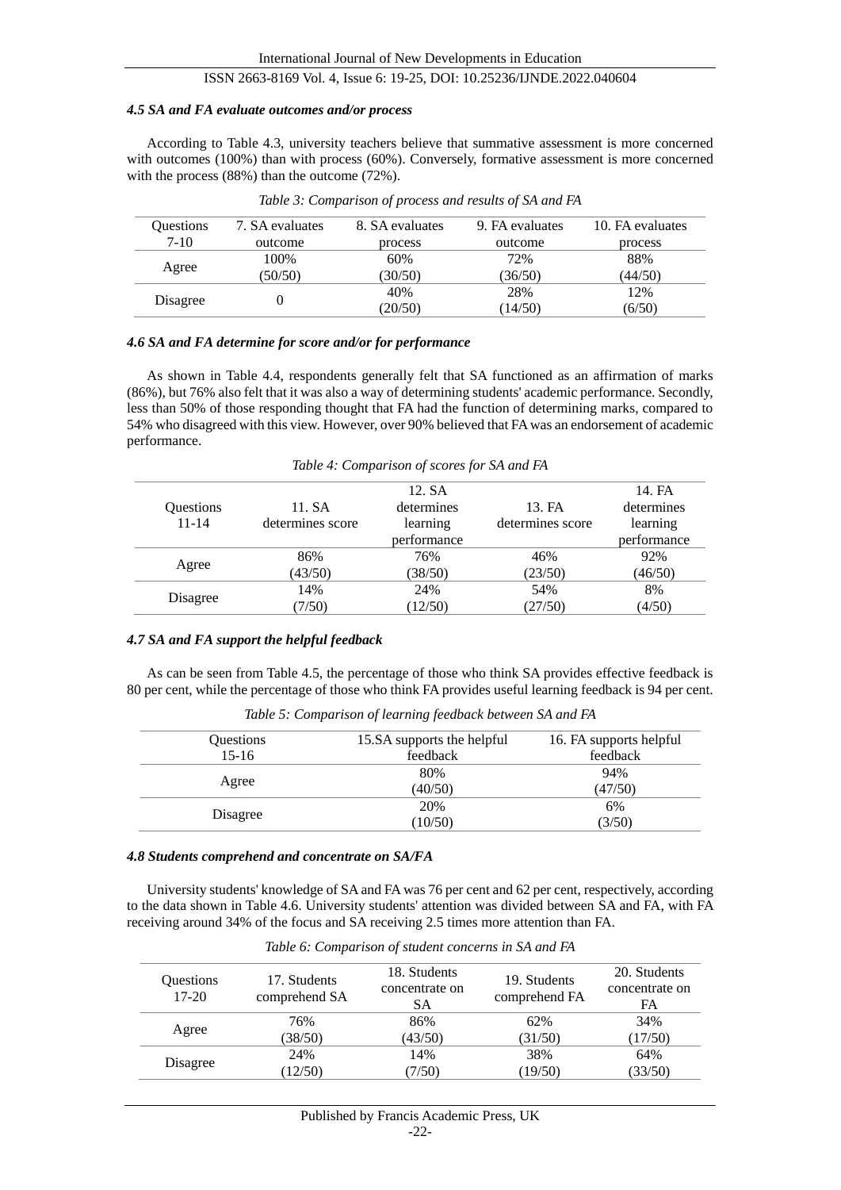#### *4.5 SA and FA evaluate outcomes and/or process*

According to Table 4.3, university teachers believe that summative assessment is more concerned with outcomes (100%) than with process (60%). Conversely, formative assessment is more concerned with the process (88%) than the outcome (72%).

*Table 3: Comparison of process and results of SA and FA*

| Questions 7-10 | 7. SA evaluates outcome | 8. SA evaluates process | 9. FA evaluates outcome | 10. FA evaluates process |
|---|---|---|---|---|
| Agree | 100% (50/50) | 60% (30/50) | 72% (36/50) | 88% (44/50) |
| Disagree | 0 | 40% (20/50) | 28% (14/50) | 12% (6/50) |

#### *4.6 SA and FA determine for score and/or for performance*

As shown in Table 4.4, respondents generally felt that SA functioned as an affirmation of marks (86%), but 76% also felt that it was also a way of determining students' academic performance. Secondly, less than 50% of those responding thought that FA had the function of determining marks, compared to 54% who disagreed with this view. However, over 90% believed that FA was an endorsement of academic performance.

*Table 4: Comparison of scores for SA and FA*

| Questions 11-14 | 11. SA determines score | 12. SA determines learning performance | 13. FA determines score | 14. FA determines learning performance |
|---|---|---|---|---|
| Agree | 86% (43/50) | 76% (38/50) | 46% (23/50) | 92% (46/50) |
| Disagree | 14% (7/50) | 24% (12/50) | 54% (27/50) | 8% (4/50) |

#### *4.7 SA and FA support the helpful feedback*

As can be seen from Table 4.5, the percentage of those who think SA provides effective feedback is 80 per cent, while the percentage of those who think FA provides useful learning feedback is 94 per cent.

*Table 5: Comparison of learning feedback between SA and FA*

| Questions 15-16 | 15.SA supports the helpful feedback | 16. FA supports helpful feedback |
|---|---|---|
| Agree | 80% (40/50) | 94% (47/50) |
| Disagree | 20% (10/50) | 6% (3/50) |

#### *4.8 Students comprehend and concentrate on SA/FA*

University students' knowledge of SA and FA was 76 per cent and 62 per cent, respectively, according to the data shown in Table 4.6. University students' attention was divided between SA and FA, with FA receiving around 34% of the focus and SA receiving 2.5 times more attention than FA.

*Table 6: Comparison of student concerns in SA and FA*

| Questions 17-20 | 17. Students comprehend SA | 18. Students concentrate on SA | 19. Students comprehend FA | 20. Students concentrate on FA |
|---|---|---|---|---|
| Agree | 76% (38/50) | 86% (43/50) | 62% (31/50) | 34% (17/50) |
| Disagree | 24% (12/50) | 14% (7/50) | 38% (19/50) | 64% (33/50) |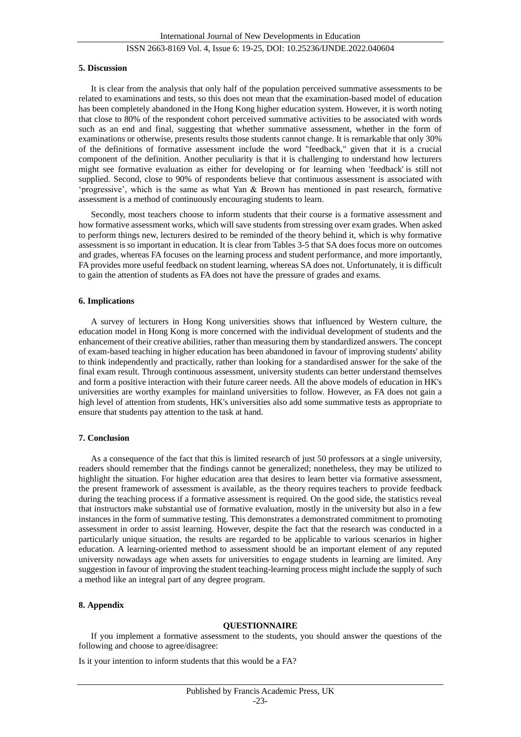### 5. Discussion

It is clear from the analysis that only half of the population perceived summative assessments to be related to examinations and tests, so this does not mean that the examination-based model of education has been completely abandoned in the Hong Kong higher education system. However, it is worth noting that close to 80% of the respondent cohort perceived summative activities to be associated with words such as an end and final, suggesting that whether summative assessment, whether in the form of examinations or otherwise, presents results those students cannot change. It is remarkable that only 30% of the definitions of formative assessment include the word "feedback," given that it is a crucial component of the definition. Another peculiarity is that it is challenging to understand how lecturers might see formative evaluation as either for developing or for learning when 'feedback' is still not supplied. Second, close to 90% of respondents believe that continuous assessment is associated with 'progressive', which is the same as what Yan & Brown has mentioned in past research, formative assessment is a method of continuously encouraging students to learn.

Secondly, most teachers choose to inform students that their course is a formative assessment and how formative assessment works, which will save students from stressing over exam grades. When asked to perform things new, lecturers desired to be reminded of the theory behind it, which is why formative assessment is so important in education. It is clear from Tables 3-5 that SA does focus more on outcomes and grades, whereas FA focuses on the learning process and student performance, and more importantly, FA provides more useful feedback on student learning, whereas SA does not. Unfortunately, it is difficult to gain the attention of students as FA does not have the pressure of grades and exams.

### 6. Implications

A survey of lecturers in Hong Kong universities shows that influenced by Western culture, the education model in Hong Kong is more concerned with the individual development of students and the enhancement of their creative abilities, rather than measuring them by standardized answers. The concept of exam-based teaching in higher education has been abandoned in favour of improving students' ability to think independently and practically, rather than looking for a standardised answer for the sake of the final exam result. Through continuous assessment, university students can better understand themselves and form a positive interaction with their future career needs. All the above models of education in HK's universities are worthy examples for mainland universities to follow. However, as FA does not gain a high level of attention from students, HK's universities also add some summative tests as appropriate to ensure that students pay attention to the task at hand.

### 7. Conclusion

As a consequence of the fact that this is limited research of just 50 professors at a single university, readers should remember that the findings cannot be generalized; nonetheless, they may be utilized to highlight the situation. For higher education area that desires to learn better via formative assessment, the present framework of assessment is available, as the theory requires teachers to provide feedback during the teaching process if a formative assessment is required. On the good side, the statistics reveal that instructors make substantial use of formative evaluation, mostly in the university but also in a few instances in the form of summative testing. This demonstrates a demonstrated commitment to promoting assessment in order to assist learning. However, despite the fact that the research was conducted in a particularly unique situation, the results are regarded to be applicable to various scenarios in higher education. A learning-oriented method to assessment should be an important element of any reputed university nowadays age when assets for universities to engage students in learning are limited. Any suggestion in favour of improving the student teaching-learning process might include the supply of such a method like an integral part of any degree program.

### 8. Appendix

**QUESTIONNAIRE**

If you implement a formative assessment to the students, you should answer the questions of the following and choose to agree/disagree:

Is it your intention to inform students that this would be a FA?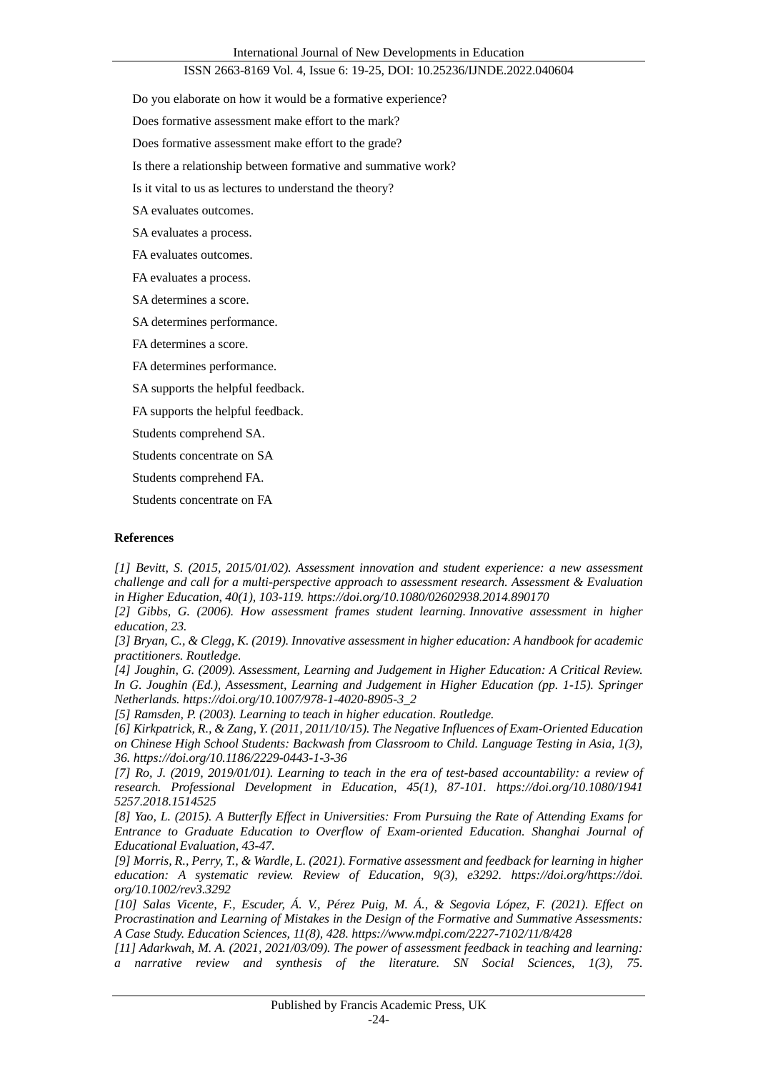Do you elaborate on how it would be a formative experience?

Does formative assessment make effort to the mark?

Does formative assessment make effort to the grade?

Is there a relationship between formative and summative work?

Is it vital to us as lectures to understand the theory?

SA evaluates outcomes.

SA evaluates a process.

FA evaluates outcomes.

FA evaluates a process.

SA determines a score.

SA determines performance.

FA determines a score.

FA determines performance.

SA supports the helpful feedback.

FA supports the helpful feedback.

Students comprehend SA.

Students concentrate on SA

Students comprehend FA.

Students concentrate on FA

## References

*[1] Bevitt, S. (2015, 2015/01/02). Assessment innovation and student experience: a new assessment challenge and call for a multi-perspective approach to assessment research. Assessment & Evaluation in Higher Education, 40(1), 103-119. https://doi.org/10.1080/02602938.2014.890170*

*[2] Gibbs, G. (2006). How assessment frames student learning. Innovative assessment in higher education, 23.*

*[3] Bryan, C., & Clegg, K. (2019). Innovative assessment in higher education: A handbook for academic practitioners. Routledge.*

*[4] Joughin, G. (2009). Assessment, Learning and Judgement in Higher Education: A Critical Review. In G. Joughin (Ed.), Assessment, Learning and Judgement in Higher Education (pp. 1-15). Springer Netherlands. https://doi.org/10.1007/978-1-4020-8905-3_2*

*[5] Ramsden, P. (2003). Learning to teach in higher education. Routledge.*

*[6] Kirkpatrick, R., & Zang, Y. (2011, 2011/10/15). The Negative Influences of Exam-Oriented Education on Chinese High School Students: Backwash from Classroom to Child. Language Testing in Asia, 1(3), 36. https://doi.org/10.1186/2229-0443-1-3-36*

*[7] Ro, J. (2019, 2019/01/01). Learning to teach in the era of test-based accountability: a review of research. Professional Development in Education, 45(1), 87-101. https://doi.org/10.1080/19415257.2018.1514525*

*[8] Yao, L. (2015). A Butterfly Effect in Universities: From Pursuing the Rate of Attending Exams for Entrance to Graduate Education to Overflow of Exam-oriented Education. Shanghai Journal of Educational Evaluation, 43-47.*

*[9] Morris, R., Perry, T., & Wardle, L. (2021). Formative assessment and feedback for learning in higher education: A systematic review. Review of Education, 9(3), e3292. https://doi.org/https://doi.org/10.1002/rev3.3292*

*[10] Salas Vicente, F., Escuder, Á. V., Pérez Puig, M. Á., & Segovia López, F. (2021). Effect on Procrastination and Learning of Mistakes in the Design of the Formative and Summative Assessments: A Case Study. Education Sciences, 11(8), 428. https://www.mdpi.com/2227-7102/11/8/428*

*[11] Adarkwah, M. A. (2021, 2021/03/09). The power of assessment feedback in teaching and learning: a narrative review and synthesis of the literature. SN Social Sciences, 1(3), 75.*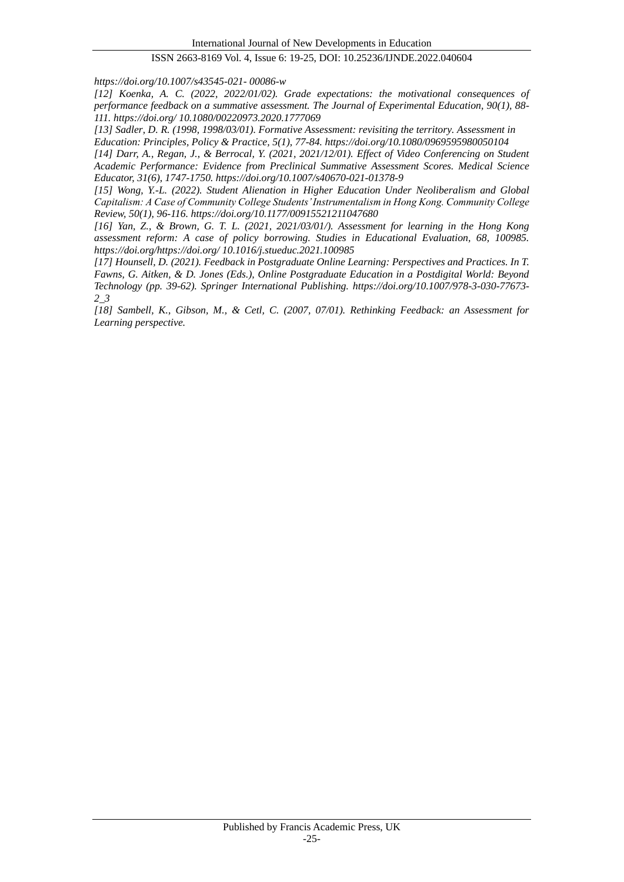*https://doi.org/10.1007/s43545-021- 00086-w*

*[12] Koenka, A. C. (2022, 2022/01/02). Grade expectations: the motivational consequences of performance feedback on a summative assessment. The Journal of Experimental Education, 90(1), 88-111. https://doi.org/ 10.1080/00220973.2020.1777069*

*[13] Sadler, D. R. (1998, 1998/03/01). Formative Assessment: revisiting the territory. Assessment in Education: Principles, Policy & Practice, 5(1), 77-84. https://doi.org/10.1080/0969595980050104*

*[14] Darr, A., Regan, J., & Berrocal, Y. (2021, 2021/12/01). Effect of Video Conferencing on Student Academic Performance: Evidence from Preclinical Summative Assessment Scores. Medical Science Educator, 31(6), 1747-1750. https://doi.org/10.1007/s40670-021-01378-9*

*[15] Wong, Y.-L. (2022). Student Alienation in Higher Education Under Neoliberalism and Global Capitalism: A Case of Community College Students' Instrumentalism in Hong Kong. Community College Review, 50(1), 96-116. https://doi.org/10.1177/00915521211047680*

*[16] Yan, Z., & Brown, G. T. L. (2021, 2021/03/01/). Assessment for learning in the Hong Kong assessment reform: A case of policy borrowing. Studies in Educational Evaluation, 68, 100985. https://doi.org/https://doi.org/ 10.1016/j.stueduc.2021.100985*

*[17] Hounsell, D. (2021). Feedback in Postgraduate Online Learning: Perspectives and Practices. In T. Fawns, G. Aitken, & D. Jones (Eds.), Online Postgraduate Education in a Postdigital World: Beyond Technology (pp. 39-62). Springer International Publishing. https://doi.org/10.1007/978-3-030-77673-2_3*

*[18] Sambell, K., Gibson, M., & Cetl, C. (2007, 07/01). Rethinking Feedback: an Assessment for Learning perspective.*